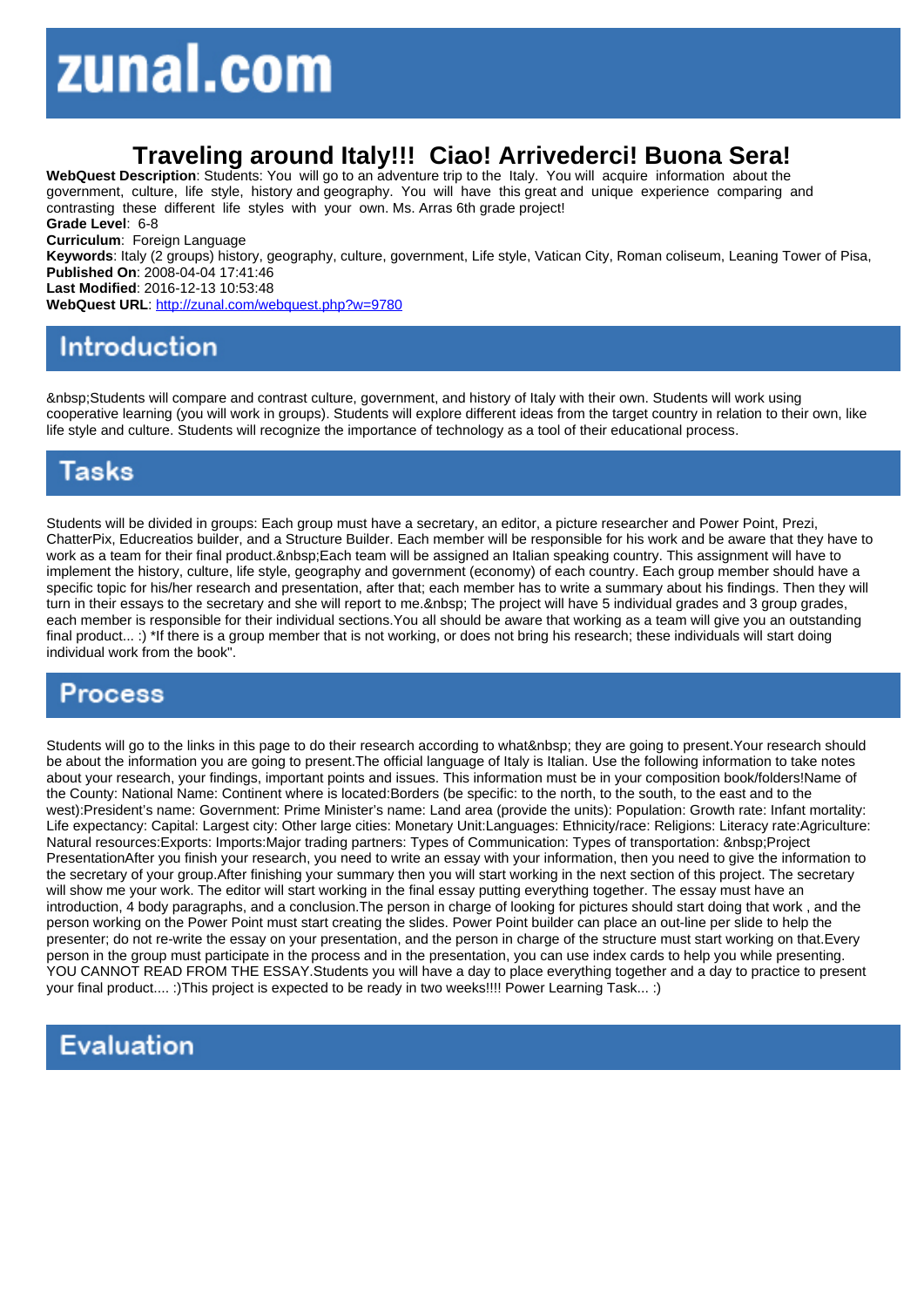# Traveling around Italy!!! Ciao! Arrivederci! Buona Sera!

**WebQuest Description**: Students: You will go to an adventure trip to the Italy. You will acquire information about the government, culture, life style, history and geography. You will have this great and unique experience comparing and contrasting these different life styles with your own. Ms. Arras 6th grade project!

**Grade Level**: 6-8

**Curriculum**: Foreign Language

**Keywords**: Italy (2 groups) history, geography, culture, government, Life style, Vatican City, Roman coliseum, Leaning Tower of Pisa,

**Published On**: 2008-04-04 17:41:46

**Last Modified**: 2016-12-13 10:53:48

**WebQuest URL**: http://zunal.com/webquest.php?w=9780

## Introduction

&nbsp;Students will compare and contrast culture, government, and history of Italy with their own. Students will work using cooperative learning (you will work in groups). Students will explore different ideas from the target country in relation to their own, like life style and culture. Students will recognize the importance of technology as a tool of their educational process.

## Tasks

Students will be divided in groups: Each group must have a secretary, an editor, a picture researcher and Power Point, Prezi, ChatterPix, Educreatios builder, and a Structure Builder. Each member will be responsible for his work and be aware that they have to work as a team for their final product.&nbsp;Each team will be assigned an Italian speaking country. This assignment will have to implement the history, culture, life style, geography and government (economy) of each country. Each group member should have a specific topic for his/her research and presentation, after that; each member has to write a summary about his findings. Then they will turn in their essays to the secretary and she will report to me.&nbsp; The project will have 5 individual grades and 3 group grades, each member is responsible for their individual sections.You all should be aware that working as a team will give you an outstanding final product... :) *If there is a group member that is not working, or does not bring his research; these individuals will start doing individual work from the book".

## Process

Students will go to the links in this page to do their research according to what&nbsp; they are going to present.Your research should be about the information you are going to present.The official language of Italy is Italian. Use the following information to take notes about your research, your findings, important points and issues. This information must be in your composition book/folders!Name of the County: National Name: Continent where is located:Borders (be specific: to the north, to the south, to the east and to the west):President's name: Government: Prime Minister's name: Land area (provide the units): Population: Growth rate: Infant mortality: Life expectancy: Capital: Largest city: Other large cities: Monetary Unit:Languages: Ethnicity/race: Religions: Literacy rate:Agriculture: Natural resources:Exports: Imports:Major trading partners: Types of Communication: Types of transportation: &nbsp;Project PresentationAfter you finish your research, you need to write an essay with your information, then you need to give the information to the secretary of your group.After finishing your summary then you will start working in the next section of this project. The secretary will show me your work. The editor will start working in the final essay putting everything together. The essay must have an introduction, 4 body paragraphs, and a conclusion.The person in charge of looking for pictures should start doing that work , and the person working on the Power Point must start creating the slides. Power Point builder can place an out-line per slide to help the presenter; do not re-write the essay on your presentation, and the person in charge of the structure must start working on that.Every person in the group must participate in the process and in the presentation, you can use index cards to help you while presenting. YOU CANNOT READ FROM THE ESSAY.Students you will have a day to place everything together and a day to practice to present your final product.... :)This project is expected to be ready in two weeks!!!! Power Learning Task... :)

## Evaluation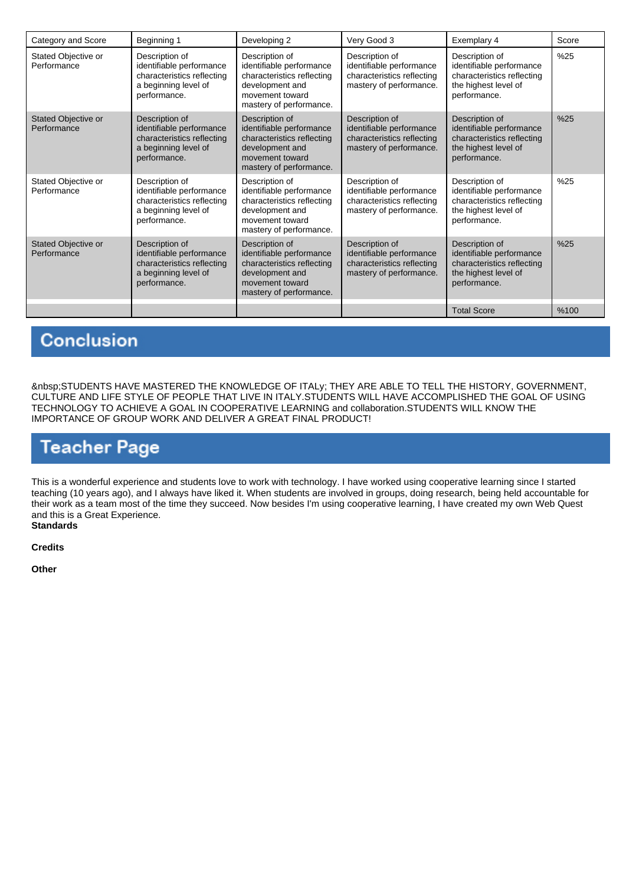| Category and Score | Beginning 1 | Developing 2 | Very Good 3 | Exemplary 4 | Score |
|---|---|---|---|---|---|
| Stated Objective or Performance | Description of identifiable performance characteristics reflecting a beginning level of performance. | Description of identifiable performance characteristics reflecting development and movement toward mastery of performance. | Description of identifiable performance characteristics reflecting mastery of performance. | Description of identifiable performance characteristics reflecting the highest level of performance. | %25 |
| Stated Objective or Performance | Description of identifiable performance characteristics reflecting a beginning level of performance. | Description of identifiable performance characteristics reflecting development and movement toward mastery of performance. | Description of identifiable performance characteristics reflecting mastery of performance. | Description of identifiable performance characteristics reflecting the highest level of performance. | %25 |
| Stated Objective or Performance | Description of identifiable performance characteristics reflecting a beginning level of performance. | Description of identifiable performance characteristics reflecting development and movement toward mastery of performance. | Description of identifiable performance characteristics reflecting mastery of performance. | Description of identifiable performance characteristics reflecting the highest level of performance. | %25 |
| Stated Objective or Performance | Description of identifiable performance characteristics reflecting a beginning level of performance. | Description of identifiable performance characteristics reflecting development and movement toward mastery of performance. | Description of identifiable performance characteristics reflecting mastery of performance. | Description of identifiable performance characteristics reflecting the highest level of performance. | %25 |
| | | | | Total Score | %100 |

## Conclusion

&nbsp;STUDENTS HAVE MASTERED THE KNOWLEDGE OF ITALy; THEY ARE ABLE TO TELL THE HISTORY, GOVERNMENT, CULTURE AND LIFE STYLE OF PEOPLE THAT LIVE IN ITALY.STUDENTS WILL HAVE ACCOMPLISHED THE GOAL OF USING TECHNOLOGY TO ACHIEVE A GOAL IN COOPERATIVE LEARNING and collaboration.STUDENTS WILL KNOW THE IMPORTANCE OF GROUP WORK AND DELIVER A GREAT FINAL PRODUCT!

## Teacher Page

This is a wonderful experience and students love to work with technology. I have worked using cooperative learning since I started teaching (10 years ago), and I always have liked it. When students are involved in groups, doing research, being held accountable for their work as a team most of the time they succeed. Now besides I'm using cooperative learning, I have created my own Web Quest and this is a Great Experience.

**Standards**

**Credits**

**Other**